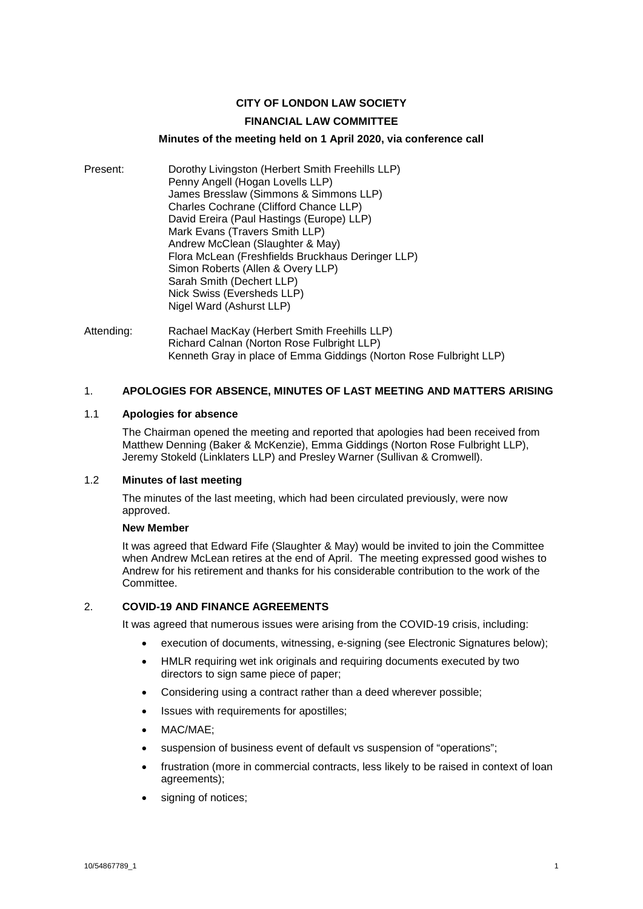**CITY OF LONDON LAW SOCIETY**

**FINANCIAL LAW COMMITTEE**

**Minutes of the meeting held on 1 April 2020, via conference call**

Present:
Dorothy Livingston (Herbert Smith Freehills LLP)
Penny Angell (Hogan Lovells LLP)
James Bresslaw (Simmons & Simmons LLP)
Charles Cochrane (Clifford Chance LLP)
David Ereira (Paul Hastings (Europe) LLP)
Mark Evans (Travers Smith LLP)
Andrew McClean (Slaughter & May)
Flora McLean (Freshfields Bruckhaus Deringer LLP)
Simon Roberts (Allen & Overy LLP)
Sarah Smith (Dechert LLP)
Nick Swiss (Eversheds LLP)
Nigel Ward (Ashurst LLP)

Attending:
Rachael MacKay (Herbert Smith Freehills LLP)
Richard Calnan (Norton Rose Fulbright LLP)
Kenneth Gray in place of Emma Giddings (Norton Rose Fulbright LLP)

## 1. APOLOGIES FOR ABSENCE, MINUTES OF LAST MEETING AND MATTERS ARISING

### 1.1 Apologies for absence

The Chairman opened the meeting and reported that apologies had been received from Matthew Denning (Baker & McKenzie), Emma Giddings (Norton Rose Fulbright LLP), Jeremy Stokeld (Linklaters LLP) and Presley Warner (Sullivan & Cromwell).

### 1.2 Minutes of last meeting

The minutes of the last meeting, which had been circulated previously, were now approved.

**New Member**

It was agreed that Edward Fife (Slaughter & May) would be invited to join the Committee when Andrew McLean retires at the end of April. The meeting expressed good wishes to Andrew for his retirement and thanks for his considerable contribution to the work of the Committee.

## 2. COVID-19 AND FINANCE AGREEMENTS

It was agreed that numerous issues were arising from the COVID-19 crisis, including:

- execution of documents, witnessing, e-signing (see Electronic Signatures below);
- HMLR requiring wet ink originals and requiring documents executed by two directors to sign same piece of paper;
- Considering using a contract rather than a deed wherever possible;
- Issues with requirements for apostilles;
- MAC/MAE;
- suspension of business event of default vs suspension of "operations";
- frustration (more in commercial contracts, less likely to be raised in context of loan agreements);
- signing of notices;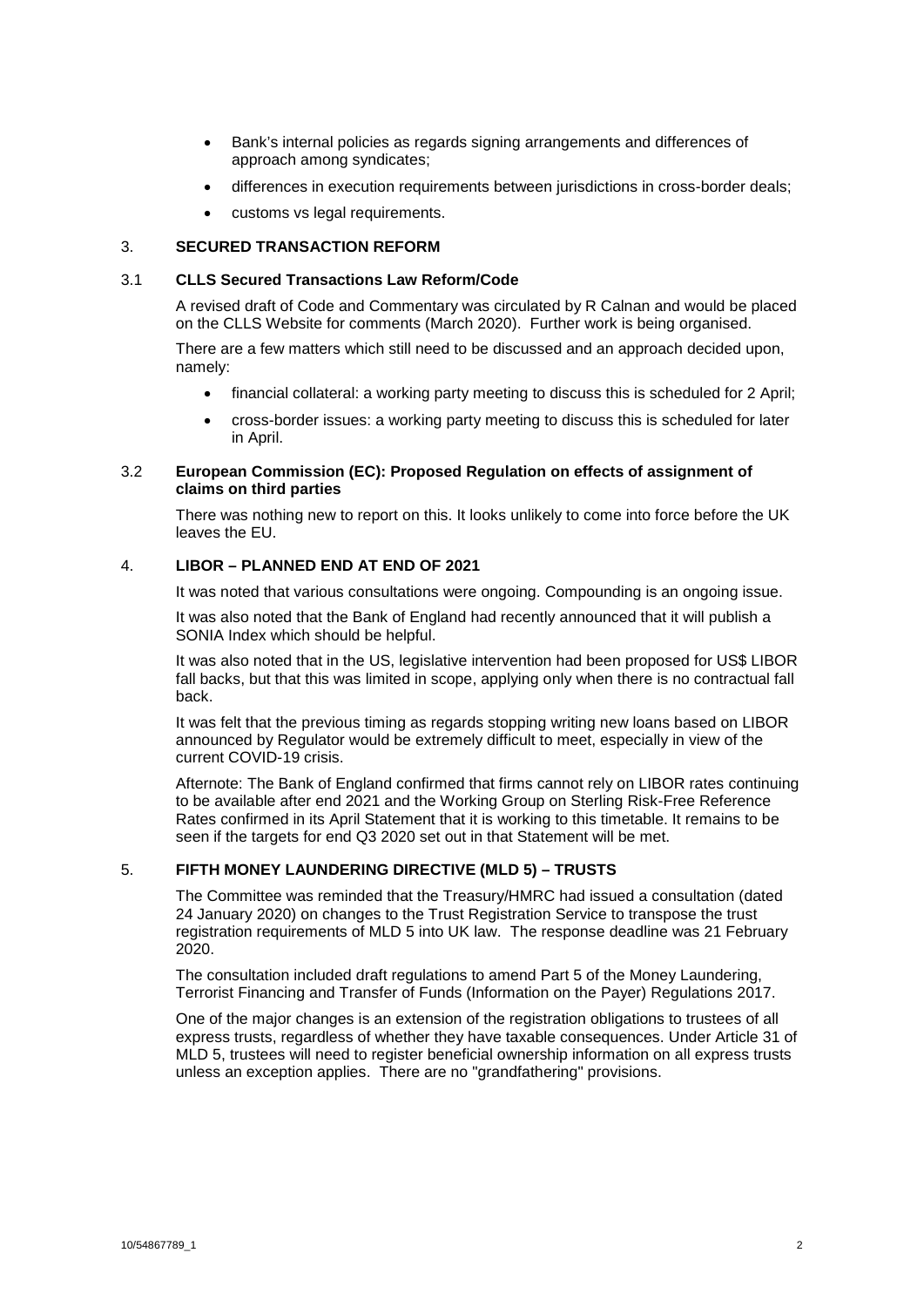- Bank's internal policies as regards signing arrangements and differences of approach among syndicates;
- differences in execution requirements between jurisdictions in cross-border deals;
- customs vs legal requirements.

## 3. SECURED TRANSACTION REFORM

### 3.1 CLLS Secured Transactions Law Reform/Code

A revised draft of Code and Commentary was circulated by R Calnan and would be placed on the CLLS Website for comments (March 2020). Further work is being organised.

There are a few matters which still need to be discussed and an approach decided upon, namely:

- financial collateral: a working party meeting to discuss this is scheduled for 2 April;
- cross-border issues: a working party meeting to discuss this is scheduled for later in April.

### 3.2 European Commission (EC): Proposed Regulation on effects of assignment of claims on third parties

There was nothing new to report on this. It looks unlikely to come into force before the UK leaves the EU.

## 4. LIBOR – PLANNED END AT END OF 2021

It was noted that various consultations were ongoing. Compounding is an ongoing issue.

It was also noted that the Bank of England had recently announced that it will publish a SONIA Index which should be helpful.

It was also noted that in the US, legislative intervention had been proposed for US$ LIBOR fall backs, but that this was limited in scope, applying only when there is no contractual fall back.

It was felt that the previous timing as regards stopping writing new loans based on LIBOR announced by Regulator would be extremely difficult to meet, especially in view of the current COVID-19 crisis.

Afternote: The Bank of England confirmed that firms cannot rely on LIBOR rates continuing to be available after end 2021 and the Working Group on Sterling Risk-Free Reference Rates confirmed in its April Statement that it is working to this timetable. It remains to be seen if the targets for end Q3 2020 set out in that Statement will be met.

## 5. FIFTH MONEY LAUNDERING DIRECTIVE (MLD 5) – TRUSTS

The Committee was reminded that the Treasury/HMRC had issued a consultation (dated 24 January 2020) on changes to the Trust Registration Service to transpose the trust registration requirements of MLD 5 into UK law. The response deadline was 21 February 2020.

The consultation included draft regulations to amend Part 5 of the Money Laundering, Terrorist Financing and Transfer of Funds (Information on the Payer) Regulations 2017.

One of the major changes is an extension of the registration obligations to trustees of all express trusts, regardless of whether they have taxable consequences. Under Article 31 of MLD 5, trustees will need to register beneficial ownership information on all express trusts unless an exception applies. There are no "grandfathering" provisions.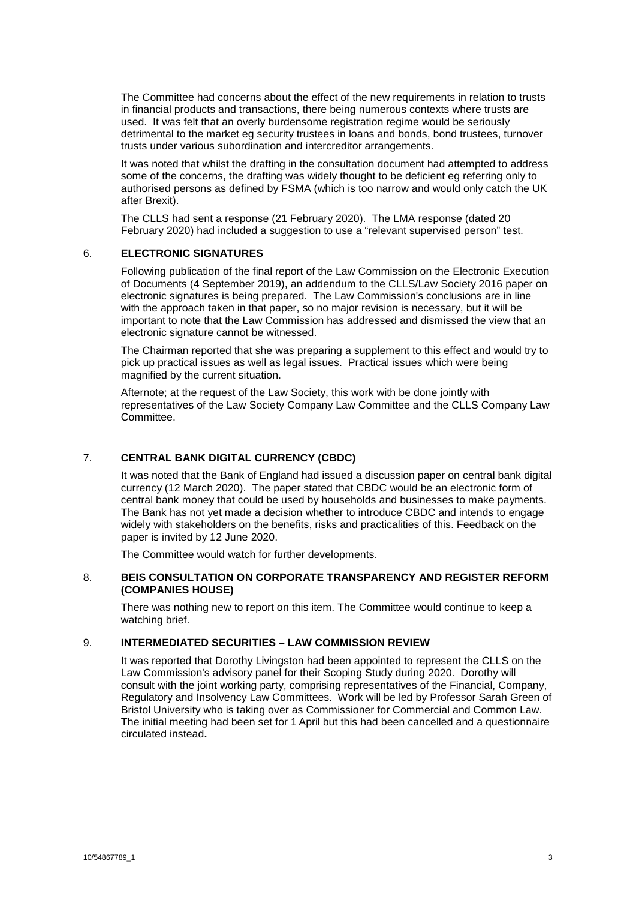The Committee had concerns about the effect of the new requirements in relation to trusts in financial products and transactions, there being numerous contexts where trusts are used. It was felt that an overly burdensome registration regime would be seriously detrimental to the market eg security trustees in loans and bonds, bond trustees, turnover trusts under various subordination and intercreditor arrangements.

It was noted that whilst the drafting in the consultation document had attempted to address some of the concerns, the drafting was widely thought to be deficient eg referring only to authorised persons as defined by FSMA (which is too narrow and would only catch the UK after Brexit).

The CLLS had sent a response (21 February 2020). The LMA response (dated 20 February 2020) had included a suggestion to use a "relevant supervised person" test.

## 6. ELECTRONIC SIGNATURES

Following publication of the final report of the Law Commission on the Electronic Execution of Documents (4 September 2019), an addendum to the CLLS/Law Society 2016 paper on electronic signatures is being prepared. The Law Commission's conclusions are in line with the approach taken in that paper, so no major revision is necessary, but it will be important to note that the Law Commission has addressed and dismissed the view that an electronic signature cannot be witnessed.

The Chairman reported that she was preparing a supplement to this effect and would try to pick up practical issues as well as legal issues. Practical issues which were being magnified by the current situation.

Afternote; at the request of the Law Society, this work with be done jointly with representatives of the Law Society Company Law Committee and the CLLS Company Law Committee.

## 7. CENTRAL BANK DIGITAL CURRENCY (CBDC)

It was noted that the Bank of England had issued a discussion paper on central bank digital currency (12 March 2020). The paper stated that CBDC would be an electronic form of central bank money that could be used by households and businesses to make payments. The Bank has not yet made a decision whether to introduce CBDC and intends to engage widely with stakeholders on the benefits, risks and practicalities of this. Feedback on the paper is invited by 12 June 2020.

The Committee would watch for further developments.

## 8. BEIS CONSULTATION ON CORPORATE TRANSPARENCY AND REGISTER REFORM (COMPANIES HOUSE)

There was nothing new to report on this item. The Committee would continue to keep a watching brief.

## 9. INTERMEDIATED SECURITIES – LAW COMMISSION REVIEW

It was reported that Dorothy Livingston had been appointed to represent the CLLS on the Law Commission's advisory panel for their Scoping Study during 2020. Dorothy will consult with the joint working party, comprising representatives of the Financial, Company, Regulatory and Insolvency Law Committees. Work will be led by Professor Sarah Green of Bristol University who is taking over as Commissioner for Commercial and Common Law. The initial meeting had been set for 1 April but this had been cancelled and a questionnaire circulated instead**.**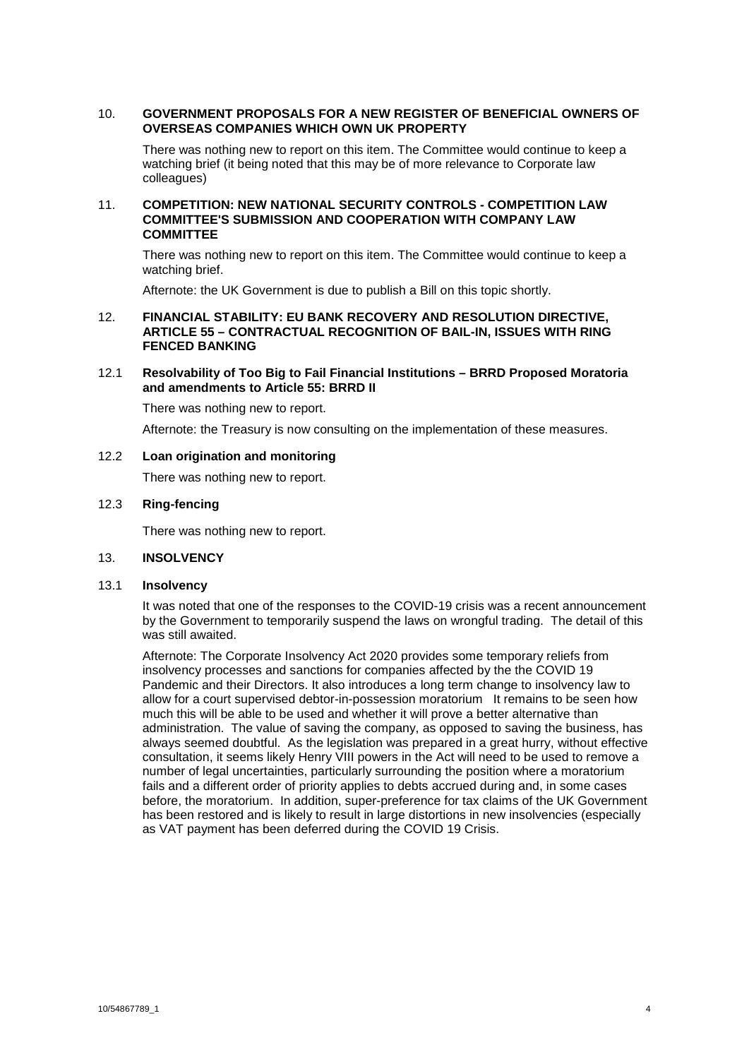## 10. GOVERNMENT PROPOSALS FOR A NEW REGISTER OF BENEFICIAL OWNERS OF OVERSEAS COMPANIES WHICH OWN UK PROPERTY

There was nothing new to report on this item. The Committee would continue to keep a watching brief (it being noted that this may be of more relevance to Corporate law colleagues)

## 11. COMPETITION: NEW NATIONAL SECURITY CONTROLS - COMPETITION LAW COMMITTEE'S SUBMISSION AND COOPERATION WITH COMPANY LAW COMMITTEE

There was nothing new to report on this item. The Committee would continue to keep a watching brief.

Afternote: the UK Government is due to publish a Bill on this topic shortly.

## 12. FINANCIAL STABILITY: EU BANK RECOVERY AND RESOLUTION DIRECTIVE, ARTICLE 55 – CONTRACTUAL RECOGNITION OF BAIL-IN, ISSUES WITH RING FENCED BANKING

### 12.1 Resolvability of Too Big to Fail Financial Institutions – BRRD Proposed Moratoria and amendments to Article 55: BRRD II

There was nothing new to report.

Afternote: the Treasury is now consulting on the implementation of these measures.

### 12.2 Loan origination and monitoring

There was nothing new to report.

### 12.3 Ring-fencing

There was nothing new to report.

## 13. INSOLVENCY

### 13.1 Insolvency

It was noted that one of the responses to the COVID-19 crisis was a recent announcement by the Government to temporarily suspend the laws on wrongful trading. The detail of this was still awaited.

Afternote: The Corporate Insolvency Act 2020 provides some temporary reliefs from insolvency processes and sanctions for companies affected by the the COVID 19 Pandemic and their Directors. It also introduces a long term change to insolvency law to allow for a court supervised debtor-in-possession moratorium It remains to be seen how much this will be able to be used and whether it will prove a better alternative than administration. The value of saving the company, as opposed to saving the business, has always seemed doubtful. As the legislation was prepared in a great hurry, without effective consultation, it seems likely Henry VIII powers in the Act will need to be used to remove a number of legal uncertainties, particularly surrounding the position where a moratorium fails and a different order of priority applies to debts accrued during and, in some cases before, the moratorium. In addition, super-preference for tax claims of the UK Government has been restored and is likely to result in large distortions in new insolvencies (especially as VAT payment has been deferred during the COVID 19 Crisis.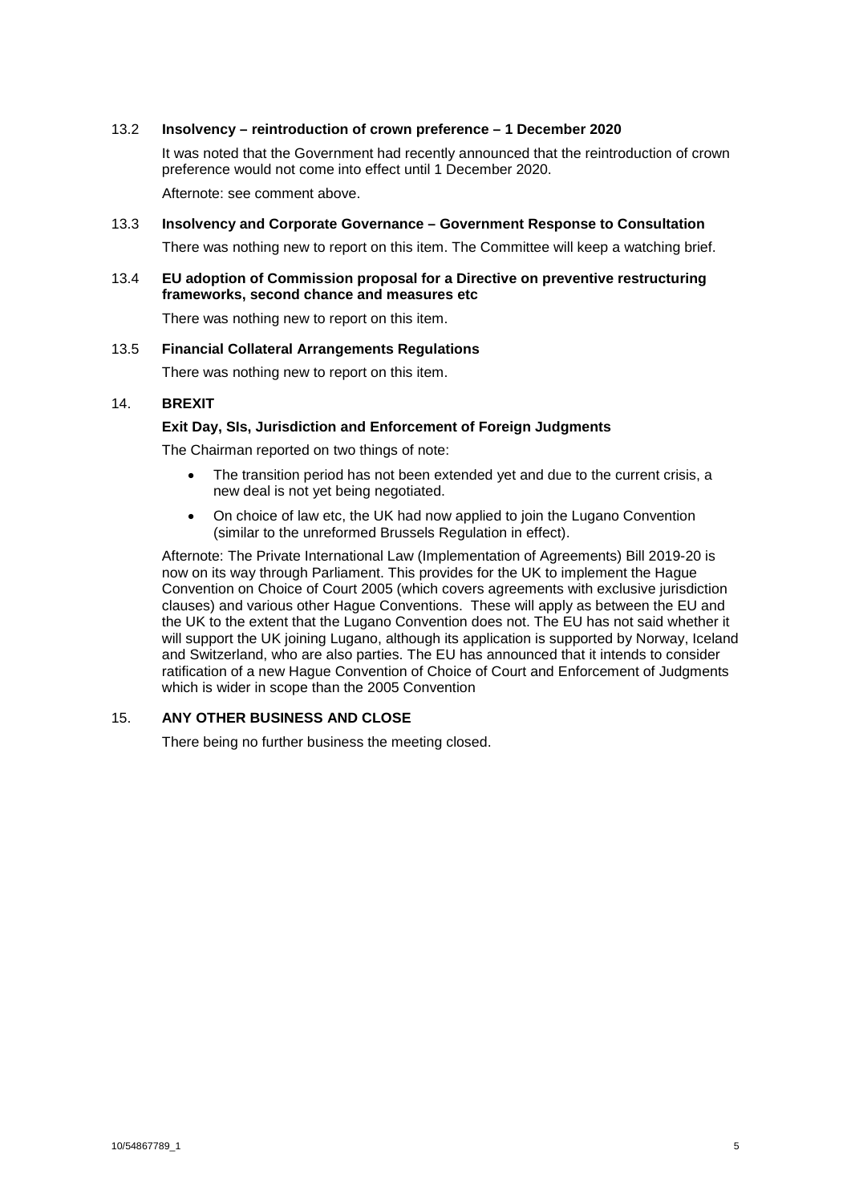### 13.2 **Insolvency – reintroduction of crown preference – 1 December 2020**

It was noted that the Government had recently announced that the reintroduction of crown preference would not come into effect until 1 December 2020.

Afternote: see comment above.

### 13.3 **Insolvency and Corporate Governance – Government Response to Consultation**

There was nothing new to report on this item. The Committee will keep a watching brief.

### 13.4 **EU adoption of Commission proposal for a Directive on preventive restructuring frameworks, second chance and measures etc**

There was nothing new to report on this item.

### 13.5 **Financial Collateral Arrangements Regulations**

There was nothing new to report on this item.

## 14. **BREXIT**

**Exit Day, SIs, Jurisdiction and Enforcement of Foreign Judgments**

The Chairman reported on two things of note:

- The transition period has not been extended yet and due to the current crisis, a new deal is not yet being negotiated.
- On choice of law etc, the UK had now applied to join the Lugano Convention (similar to the unreformed Brussels Regulation in effect).

Afternote: The Private International Law (Implementation of Agreements) Bill 2019-20 is now on its way through Parliament. This provides for the UK to implement the Hague Convention on Choice of Court 2005 (which covers agreements with exclusive jurisdiction clauses) and various other Hague Conventions. These will apply as between the EU and the UK to the extent that the Lugano Convention does not. The EU has not said whether it will support the UK joining Lugano, although its application is supported by Norway, Iceland and Switzerland, who are also parties. The EU has announced that it intends to consider ratification of a new Hague Convention of Choice of Court and Enforcement of Judgments which is wider in scope than the 2005 Convention

## 15. **ANY OTHER BUSINESS AND CLOSE**

There being no further business the meeting closed.